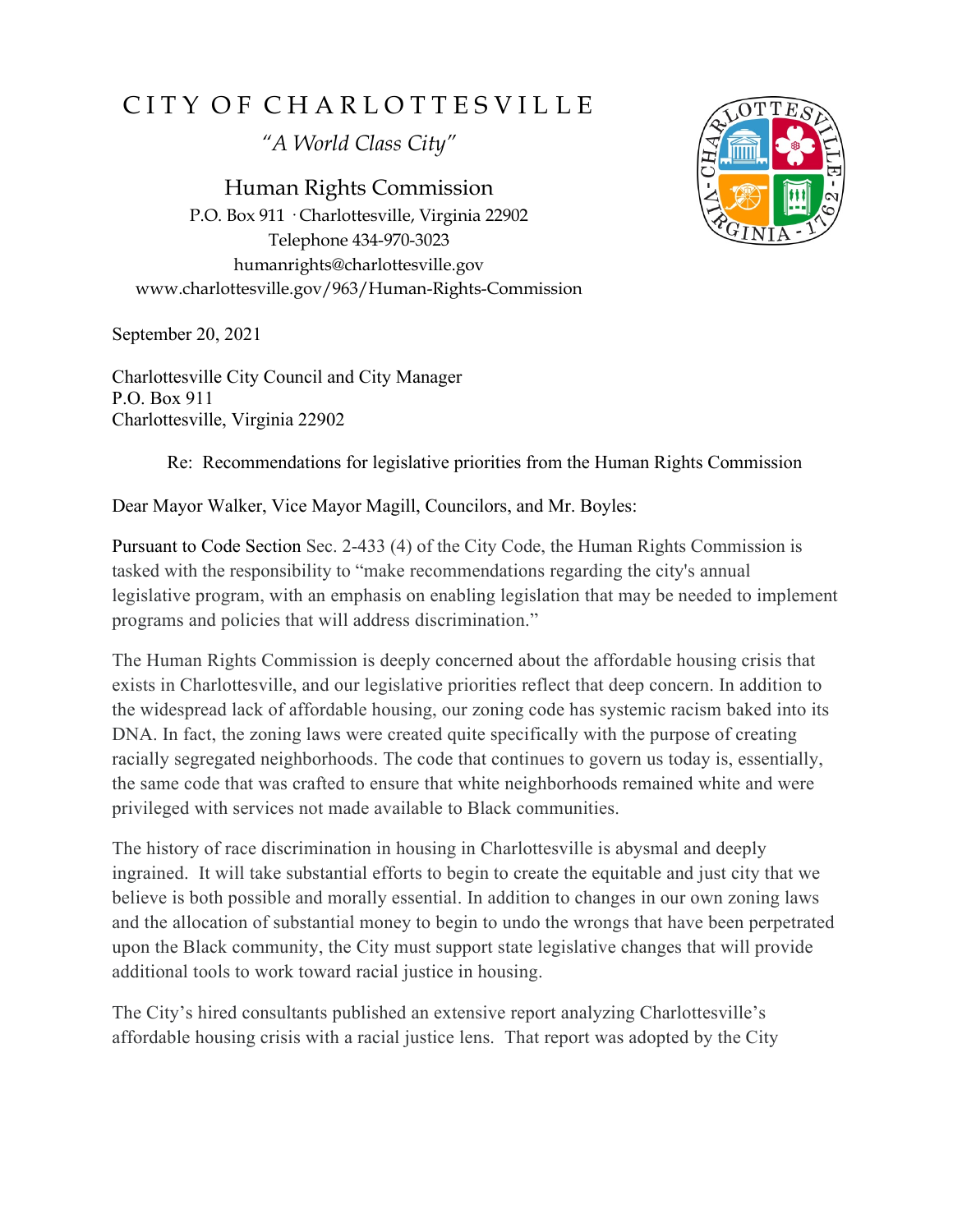# CITY OF CHARLOTTESVILLE

*"A World Class City"*

## Human Rights Commission

P.O. Box 911 · Charlottesville, Virginia 22902
Telephone 434-970-3023
humanrights@charlottesville.gov
www.charlottesville.gov/963/Human-Rights-Commission

September 20, 2021

Charlottesville City Council and City Manager
P.O. Box 911
Charlottesville, Virginia 22902

Re: Recommendations for legislative priorities from the Human Rights Commission

Dear Mayor Walker, Vice Mayor Magill, Councilors, and Mr. Boyles:

Pursuant to Code Section Sec. 2-433 (4) of the City Code, the Human Rights Commission is tasked with the responsibility to "make recommendations regarding the city's annual legislative program, with an emphasis on enabling legislation that may be needed to implement programs and policies that will address discrimination."

The Human Rights Commission is deeply concerned about the affordable housing crisis that exists in Charlottesville, and our legislative priorities reflect that deep concern. In addition to the widespread lack of affordable housing, our zoning code has systemic racism baked into its DNA. In fact, the zoning laws were created quite specifically with the purpose of creating racially segregated neighborhoods. The code that continues to govern us today is, essentially, the same code that was crafted to ensure that white neighborhoods remained white and were privileged with services not made available to Black communities.

The history of race discrimination in housing in Charlottesville is abysmal and deeply ingrained. It will take substantial efforts to begin to create the equitable and just city that we believe is both possible and morally essential. In addition to changes in our own zoning laws and the allocation of substantial money to begin to undo the wrongs that have been perpetrated upon the Black community, the City must support state legislative changes that will provide additional tools to work toward racial justice in housing.

The City's hired consultants published an extensive report analyzing Charlottesville's affordable housing crisis with a racial justice lens. That report was adopted by the City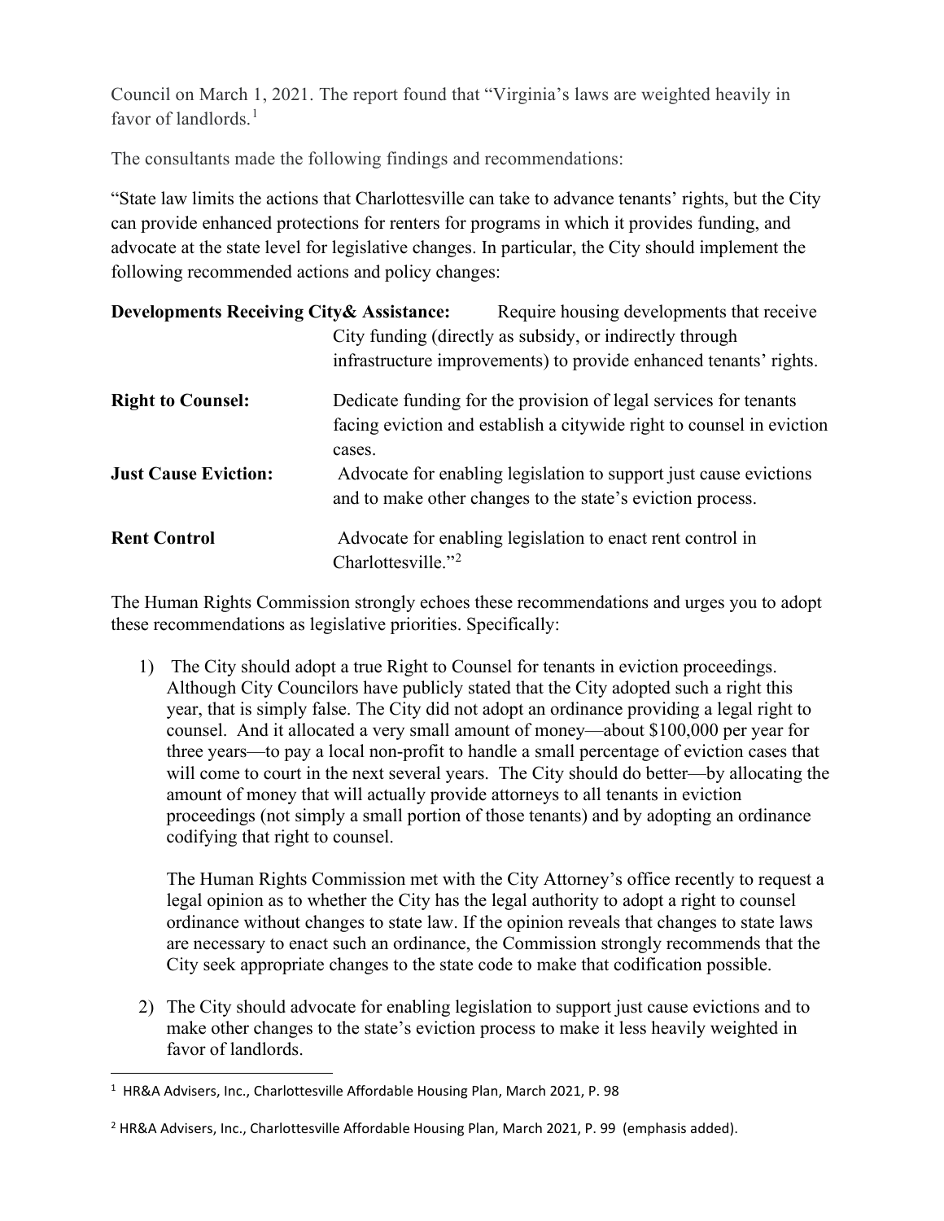Council on March 1, 2021. The report found that "Virginia's laws are weighted heavily in favor of landlords.[1]

The consultants made the following findings and recommendations:

"State law limits the actions that Charlottesville can take to advance tenants' rights, but the City can provide enhanced protections for renters for programs in which it provides funding, and advocate at the state level for legislative changes. In particular, the City should implement the following recommended actions and policy changes:

| | |
|---|---|
| **Developments Receiving City& Assistance:** | Require housing developments that receive City funding (directly as subsidy, or indirectly through infrastructure improvements) to provide enhanced tenants' rights. |
| **Right to Counsel:** | Dedicate funding for the provision of legal services for tenants facing eviction and establish a citywide right to counsel in eviction cases. |
| **Just Cause Eviction:** | Advocate for enabling legislation to support just cause evictions and to make other changes to the state's eviction process. |
| **Rent Control** | Advocate for enabling legislation to enact rent control in Charlottesville."[2] |

The Human Rights Commission strongly echoes these recommendations and urges you to adopt these recommendations as legislative priorities. Specifically:

1) The City should adopt a true Right to Counsel for tenants in eviction proceedings. Although City Councilors have publicly stated that the City adopted such a right this year, that is simply false. The City did not adopt an ordinance providing a legal right to counsel. And it allocated a very small amount of money—about $100,000 per year for three years—to pay a local non-profit to handle a small percentage of eviction cases that will come to court in the next several years. The City should do better—by allocating the amount of money that will actually provide attorneys to all tenants in eviction proceedings (not simply a small portion of those tenants) and by adopting an ordinance codifying that right to counsel.

   The Human Rights Commission met with the City Attorney's office recently to request a legal opinion as to whether the City has the legal authority to adopt a right to counsel ordinance without changes to state law. If the opinion reveals that changes to state laws are necessary to enact such an ordinance, the Commission strongly recommends that the City seek appropriate changes to the state code to make that codification possible.

2) The City should advocate for enabling legislation to support just cause evictions and to make other changes to the state's eviction process to make it less heavily weighted in favor of landlords.

---

[1] HR&A Advisers, Inc., Charlottesville Affordable Housing Plan, March 2021, P. 98

[2] HR&A Advisers, Inc., Charlottesville Affordable Housing Plan, March 2021, P. 99 (emphasis added).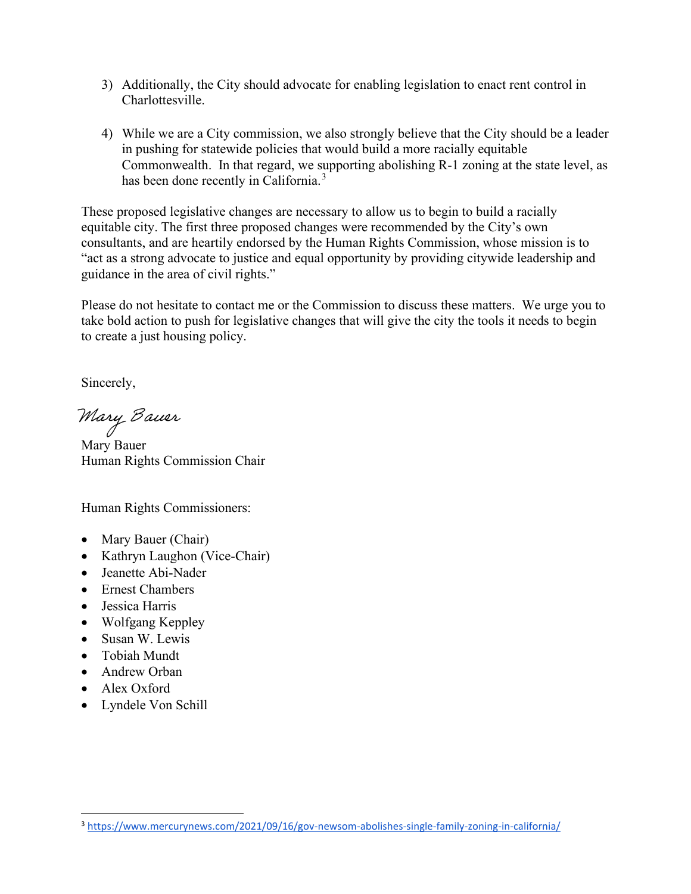3) Additionally, the City should advocate for enabling legislation to enact rent control in Charlottesville.

4) While we are a City commission, we also strongly believe that the City should be a leader in pushing for statewide policies that would build a more racially equitable Commonwealth. In that regard, we supporting abolishing R-1 zoning at the state level, as has been done recently in California.[3]

These proposed legislative changes are necessary to allow us to begin to build a racially equitable city. The first three proposed changes were recommended by the City's own consultants, and are heartily endorsed by the Human Rights Commission, whose mission is to "act as a strong advocate to justice and equal opportunity by providing citywide leadership and guidance in the area of civil rights."

Please do not hesitate to contact me or the Commission to discuss these matters. We urge you to take bold action to push for legislative changes that will give the city the tools it needs to begin to create a just housing policy.

Sincerely,

*Mary Bauer*

Mary Bauer
Human Rights Commission Chair

Human Rights Commissioners:

- Mary Bauer (Chair)
- Kathryn Laughon (Vice-Chair)
- Jeanette Abi-Nader
- Ernest Chambers
- Jessica Harris
- Wolfgang Keppley
- Susan W. Lewis
- Tobiah Mundt
- Andrew Orban
- Alex Oxford
- Lyndele Von Schill

---

[3] https://www.mercurynews.com/2021/09/16/gov-newsom-abolishes-single-family-zoning-in-california/